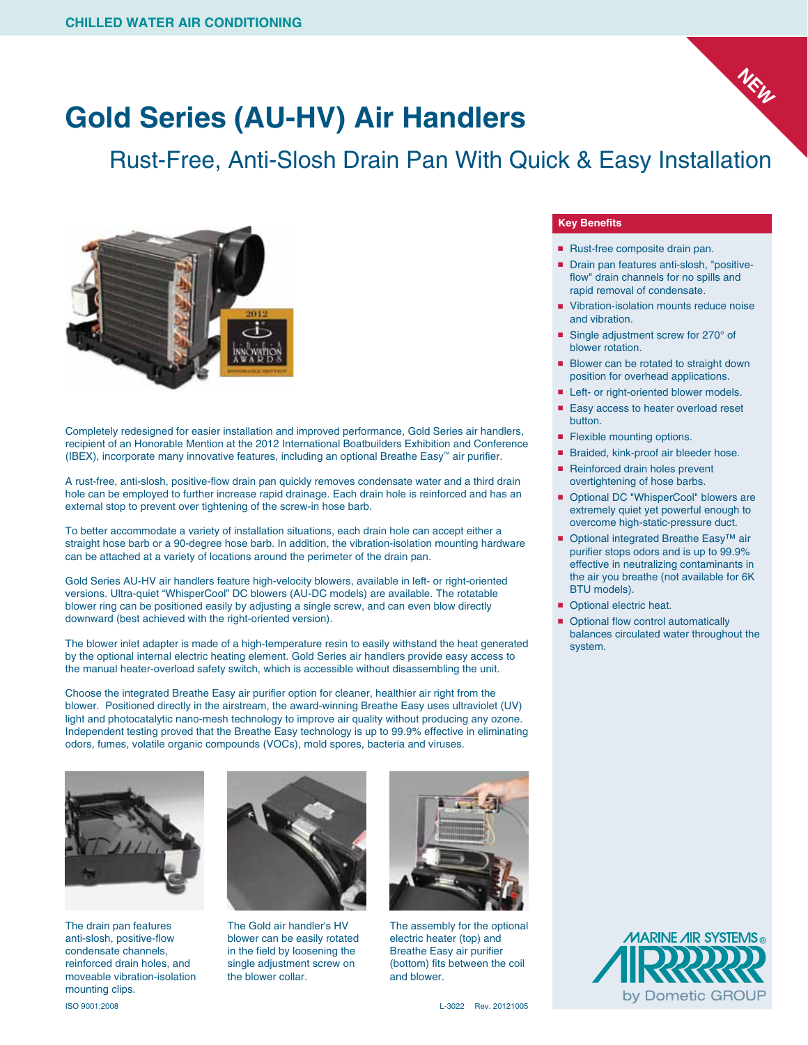CHILLED WATER AIR CONDITIONING

NEW

# Gold Series (AU-HV) Air Handlers

## Rust-Free, Anti-Slosh Drain Pan With Quick & Easy Installation

Completely redesigned for easier installation and improved performance, Gold Series air handlers, recipient of an Honorable Mention at the 2012 International Boatbuilders Exhibition and Conference (IBEX), incorporate many innovative features, including an optional Breathe Easy™ air purifier.

A rust-free, anti-slosh, positive-flow drain pan quickly removes condensate water and a third drain hole can be employed to further increase rapid drainage. Each drain hole is reinforced and has an external stop to prevent over tightening of the screw-in hose barb.

To better accommodate a variety of installation situations, each drain hole can accept either a straight hose barb or a 90-degree hose barb. In addition, the vibration-isolation mounting hardware can be attached at a variety of locations around the perimeter of the drain pan.

Gold Series AU-HV air handlers feature high-velocity blowers, available in left- or right-oriented versions. Ultra-quiet "WhisperCool" DC blowers (AU-DC models) are available. The rotatable blower ring can be positioned easily by adjusting a single screw, and can even blow directly downward (best achieved with the right-oriented version).

The blower inlet adapter is made of a high-temperature resin to easily withstand the heat generated by the optional internal electric heating element. Gold Series air handlers provide easy access to the manual heater-overload safety switch, which is accessible without disassembling the unit.

Choose the integrated Breathe Easy air purifier option for cleaner, healthier air right from the blower. Positioned directly in the airstream, the award-winning Breathe Easy uses ultraviolet (UV) light and photocatalytic nano-mesh technology to improve air quality without producing any ozone. Independent testing proved that the Breathe Easy technology is up to 99.9% effective in eliminating odors, fumes, volatile organic compounds (VOCs), mold spores, bacteria and viruses.

The drain pan features anti-slosh, positive-flow condensate channels, reinforced drain holes, and moveable vibration-isolation mounting clips.

The Gold air handler's HV blower can be easily rotated in the field by loosening the single adjustment screw on the blower collar.

The assembly for the optional electric heater (top) and Breathe Easy air purifier (bottom) fits between the coil and blower.

### Key Benefits

- Rust-free composite drain pan.
- Drain pan features anti-slosh, "positive-flow" drain channels for no spills and rapid removal of condensate.
- Vibration-isolation mounts reduce noise and vibration.
- Single adjustment screw for 270° of blower rotation.
- Blower can be rotated to straight down position for overhead applications.
- Left- or right-oriented blower models.
- Easy access to heater overload reset button.
- Flexible mounting options.
- Braided, kink-proof air bleeder hose.
- Reinforced drain holes prevent overtightening of hose barbs.
- Optional DC "WhisperCool" blowers are extremely quiet yet powerful enough to overcome high-static-pressure duct.
- Optional integrated Breathe Easy™ air purifier stops odors and is up to 99.9% effective in neutralizing contaminants in the air you breathe (not available for 6K BTU models).
- Optional electric heat.
- Optional flow control automatically balances circulated water throughout the system.

MARINE AIR SYSTEMS® by Dometic GROUP

ISO 9001:2008

L-3022 Rev. 20121005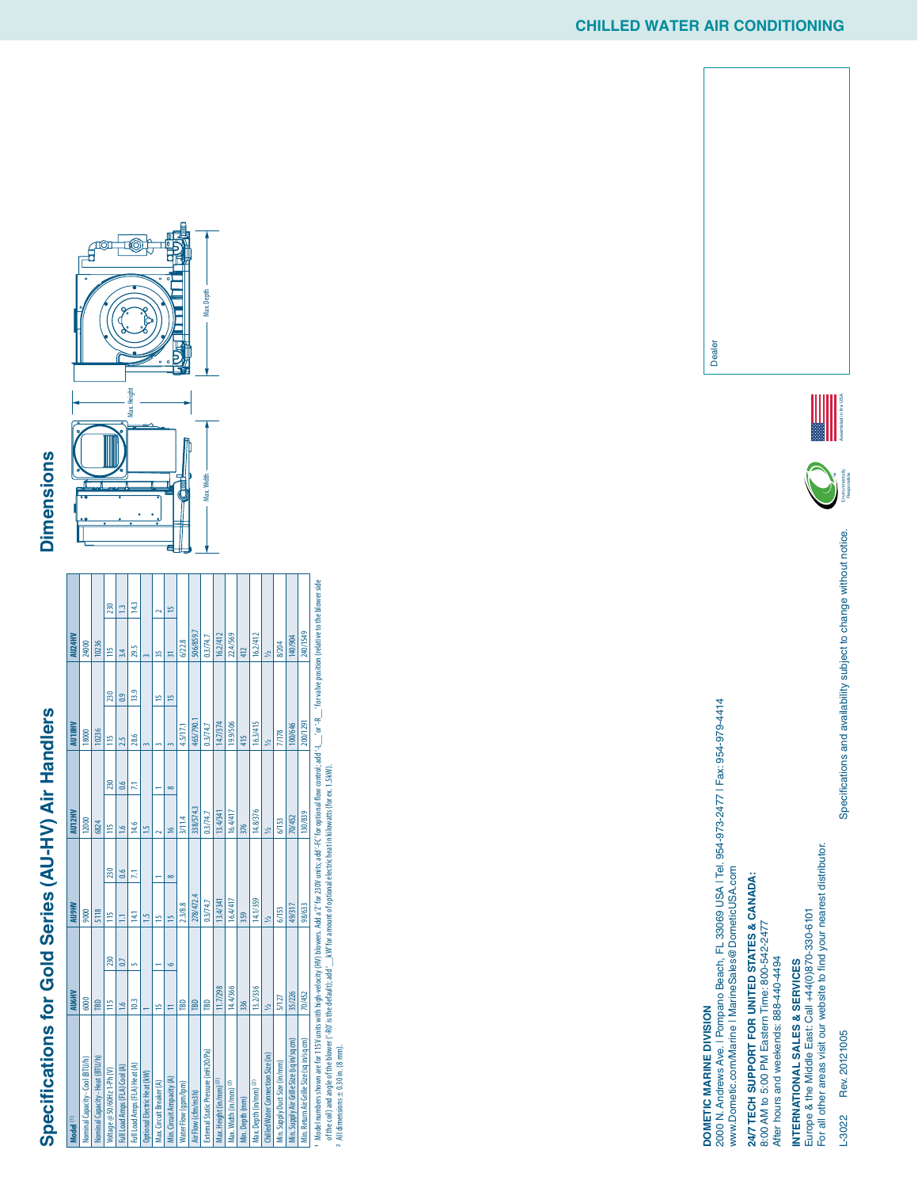# Specifications for Gold Series (AU-HV) Air Handlers

| Model [1] | AU6HV | | AU9HV | | AU12HV | | AU18HV | | AU24HV | |
|---|---|---|---|---|---|---|---|---|---|---|
| Nominal Capacity - Cool (BTU/h) | 6000 | | 9000 | | 12000 | | 18000 | | 24000 | |
| Nominal Capacity - Heat (BTU/h) | TBD | | 5118 | | 6824 | | 10236 | | 10236 | |
| Voltage @ 50/60Hz 1-Ph (V) | 115 | 230 | 115 | 230 | 115 | 230 | 115 | 230 | 115 | 230 |
| Full Load Amps (FLA) Cool (A) | 1.6 | 0.7 | 1.1 | 0.6 | 1.6 | 0.6 | 2.5 | 0.9 | 3.4 | 1.3 |
| Full Load Amps (FLA) Heat (A) | 10.3 | 5 | 14.1 | 7.1 | 14.6 | 7.1 | 28.6 | 13.9 | 29.5 | 14.3 |
| Optional Electric Heat (kW) | 1 | | 1.5 | | 1.5 | | 3 | | 3 | |
| Max. Circuit Breaker (A) | 15 | 1 | 15 | 1 | 2 | 1 | 3 | 15 | 35 | 2 |
| Min. Circuit Ampacity (A) | 11 | 6 | 15 | 8 | 16 | 8 | 3 | 15 | 31 | 15 |
| Water Flow (gpm/lpm) | TBD | | 2.3/8.8 | | 3/11.4 | | 4.5/17.1 | | 6/22.8 | |
| Air Flow (cfm/m3h) | TBD | | 278/472.4 | | 338/574.3 | | 465/790.1 | | 506/859.7 | |
| External Static Pressure (inH2O/Pa) | TBD | | 0.3/74.7 | | 0.3/74.7 | | 0.3/74.7 | | 0.3/74.7 | |
| Max. Height (in/mm) [2] | 11.7/298 | | 13.4/341 | | 13.4/341 | | 14.7/374 | | 16.2/412 | |
| Max. Width (in/mm) [2] | 14.4/366 | | 16.4/417 | | 16.4/417 | | 19.9/506 | | 22.4/569 | |
| Min. Depth (mm) | 336 | | 359 | | 376 | | 415 | | 412 | |
| Max. Depth (in/mm) [2] | 13.2/336 | | 14.1/359 | | 14.8/376 | | 16.3/415 | | 16.2/412 | |
| Chilled Water Connection Size (in) | ½ | | ½ | | ½ | | ½ | | ½ | |
| Min. Supply Duct Size (in/mm) | 5/127 | | 6/153 | | 6/153 | | 7/178 | | 8/204 | |
| Min. Supply Air Grille Size (sq in/sq cm) | 35/226 | | 49/317 | | 70/452 | | 100/646 | | 140/904 | |
| Min. Return Air Grille Size (sq in/sq cm) | 70/452 | | 98/633 | | 130/839 | | 200/1291 | | 240/1549 | |

[1] Model numbers shown are for 115V units with high-velocity (HV) blowers. Add a "2" for 230V units; add "-FC" for optional flow control; add "-L\_\_" or "-R\_\_" for valve position (relative to the blower side of the coil) and angle of the blower ("-R0" is the default); add "\_\_kW" for amount of optional electric heat in kilowatts (for ex. 1.5kW).

[2] All dimensions ± 0.30 in. (8 mm).

## Dimensions

Max. Width

Max. Height

Max. Depth

Dealer

Environmentally Responsible

Assembled in the USA

**DOMETIC MARINE DIVISION**
2000 N. Andrews Ave. | Pompano Beach, FL 33069 USA | Tel. 954-973-2477 | Fax: 954-979-4414
www.Dometic.com/Marine | MarineSales@DometicUSA.com

**24/7 TECH SUPPORT FOR UNITED STATES & CANADA:**
8:00 AM to 5:00 PM Eastern Time: 800-542-2477
After hours and weekends: 888-440-4494

**INTERNATIONAL SALES & SERVICES**
Europe & the Middle East: Call +44(0)870-330-6101
For all other areas visit our website to find your nearest distributor.

L-3022 Rev. 20121005

Specifications and availability subject to change without notice.